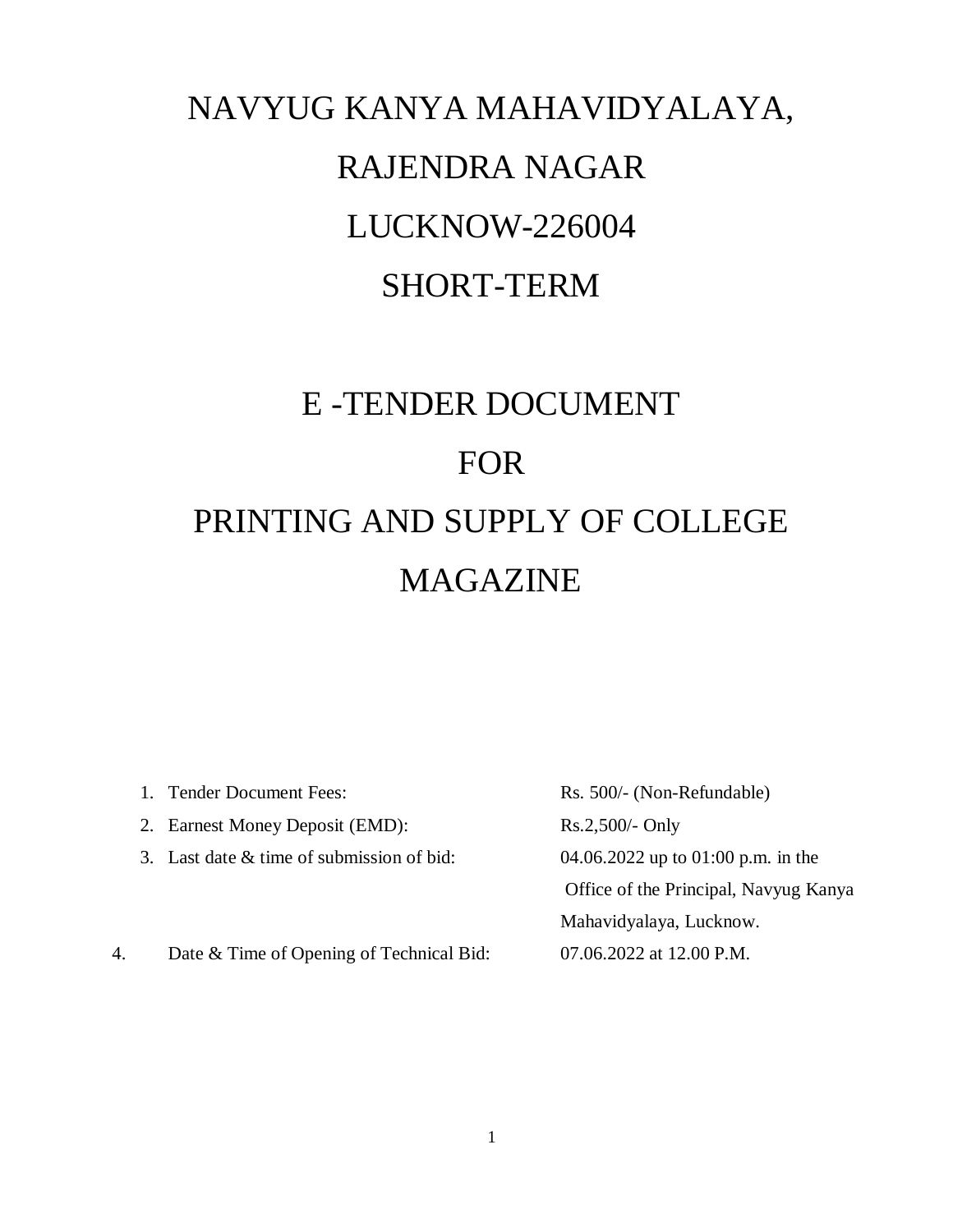# NAVYUG KANYA MAHAVIDYALAYA,

# RAJENDRA NAGAR

# LUCKNOW-226004

# SHORT-TERM

# E -TENDER DOCUMENT

# FOR

# PRINTING AND SUPPLY OF COLLEGE MAGAZINE

1. Tender Document Fees: Rs. 500/- (Non-Refundable)
2. Earnest Money Deposit (EMD): Rs.2,500/- Only
3. Last date & time of submission of bid: 04.06.2022 up to 01:00 p.m. in the Office of the Principal, Navyug Kanya Mahavidyalaya, Lucknow.
4. Date & Time of Opening of Technical Bid: 07.06.2022 at 12.00 P.M.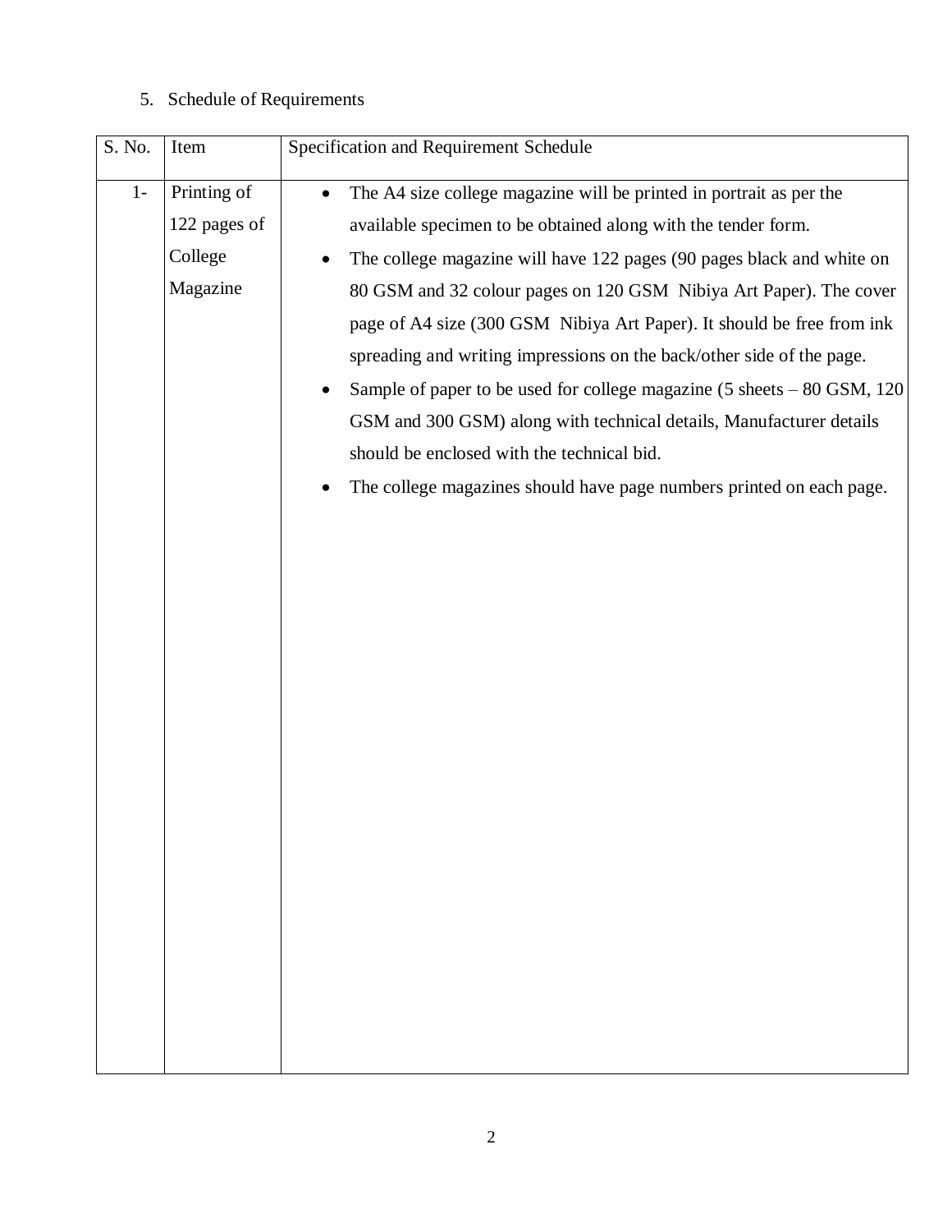5. Schedule of Requirements

| S. No. | Item | Specification and Requirement Schedule |
| --- | --- | --- |
| 1- | Printing of 122 pages of College Magazine | • The A4 size college magazine will be printed in portrait as per the available specimen to be obtained along with the tender form.<br>• The college magazine will have 122 pages (90 pages black and white on 80 GSM and 32 colour pages on 120 GSM Nibiya Art Paper). The cover page of A4 size (300 GSM Nibiya Art Paper). It should be free from ink spreading and writing impressions on the back/other side of the page.<br>• Sample of paper to be used for college magazine (5 sheets – 80 GSM, 120 GSM and 300 GSM) along with technical details, Manufacturer details should be enclosed with the technical bid.<br>• The college magazines should have page numbers printed on each page. |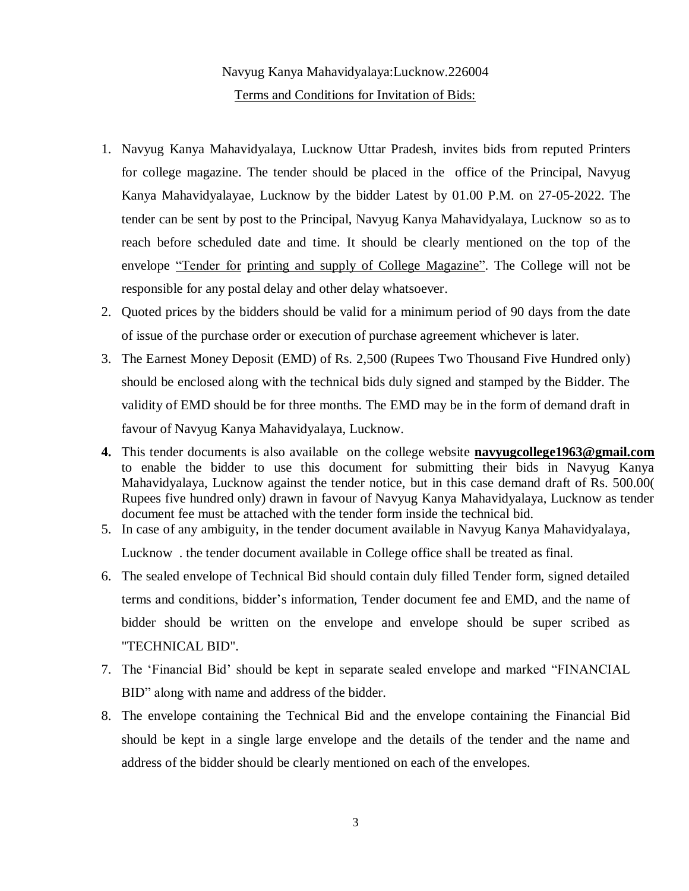Navyug Kanya Mahavidyalaya:Lucknow.226004

Terms and Conditions for Invitation of Bids:

1. Navyug Kanya Mahavidyalaya, Lucknow Uttar Pradesh, invites bids from reputed Printers for college magazine. The tender should be placed in the office of the Principal, Navyug Kanya Mahavidyalayae, Lucknow by the bidder Latest by 01.00 P.M. on 27-05-2022. The tender can be sent by post to the Principal, Navyug Kanya Mahavidyalaya, Lucknow so as to reach before scheduled date and time. It should be clearly mentioned on the top of the envelope "Tender for printing and supply of College Magazine". The College will not be responsible for any postal delay and other delay whatsoever.
2. Quoted prices by the bidders should be valid for a minimum period of 90 days from the date of issue of the purchase order or execution of purchase agreement whichever is later.
3. The Earnest Money Deposit (EMD) of Rs. 2,500 (Rupees Two Thousand Five Hundred only) should be enclosed along with the technical bids duly signed and stamped by the Bidder. The validity of EMD should be for three months. The EMD may be in the form of demand draft in favour of Navyug Kanya Mahavidyalaya, Lucknow.
4. This tender documents is also available on the college website **navyugcollege1963@gmail.com** to enable the bidder to use this document for submitting their bids in Navyug Kanya Mahavidyalaya, Lucknow against the tender notice, but in this case demand draft of Rs. 500.00( Rupees five hundred only) drawn in favour of Navyug Kanya Mahavidyalaya, Lucknow as tender document fee must be attached with the tender form inside the technical bid.
5. In case of any ambiguity, in the tender document available in Navyug Kanya Mahavidyalaya, Lucknow . the tender document available in College office shall be treated as final.
6. The sealed envelope of Technical Bid should contain duly filled Tender form, signed detailed terms and conditions, bidder's information, Tender document fee and EMD, and the name of bidder should be written on the envelope and envelope should be super scribed as "TECHNICAL BID".
7. The 'Financial Bid' should be kept in separate sealed envelope and marked "FINANCIAL BID" along with name and address of the bidder.
8. The envelope containing the Technical Bid and the envelope containing the Financial Bid should be kept in a single large envelope and the details of the tender and the name and address of the bidder should be clearly mentioned on each of the envelopes.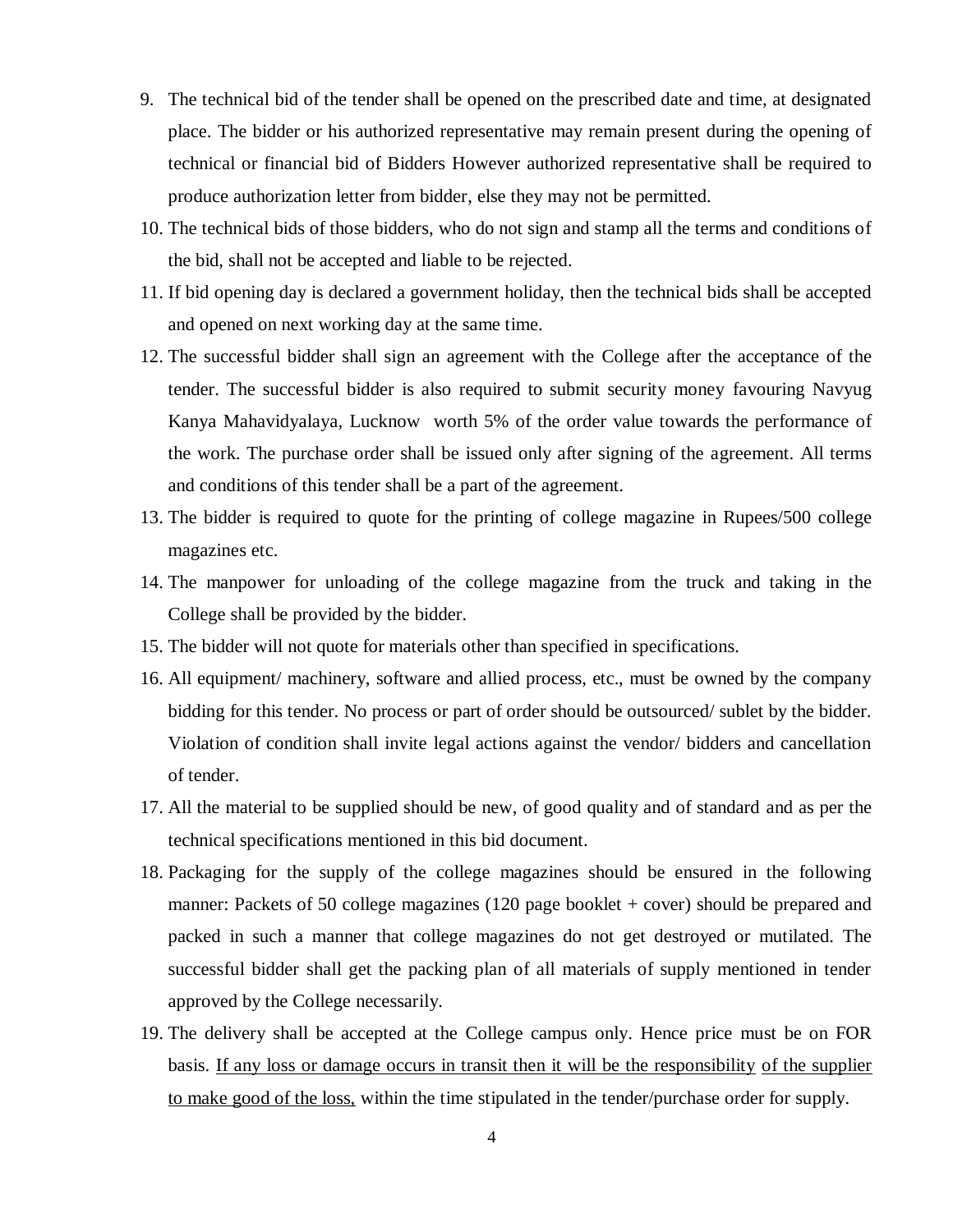9. The technical bid of the tender shall be opened on the prescribed date and time, at designated place. The bidder or his authorized representative may remain present during the opening of technical or financial bid of Bidders However authorized representative shall be required to produce authorization letter from bidder, else they may not be permitted.
10. The technical bids of those bidders, who do not sign and stamp all the terms and conditions of the bid, shall not be accepted and liable to be rejected.
11. If bid opening day is declared a government holiday, then the technical bids shall be accepted and opened on next working day at the same time.
12. The successful bidder shall sign an agreement with the College after the acceptance of the tender. The successful bidder is also required to submit security money favouring Navyug Kanya Mahavidyalaya, Lucknow worth 5% of the order value towards the performance of the work. The purchase order shall be issued only after signing of the agreement. All terms and conditions of this tender shall be a part of the agreement.
13. The bidder is required to quote for the printing of college magazine in Rupees/500 college magazines etc.
14. The manpower for unloading of the college magazine from the truck and taking in the College shall be provided by the bidder.
15. The bidder will not quote for materials other than specified in specifications.
16. All equipment/ machinery, software and allied process, etc., must be owned by the company bidding for this tender. No process or part of order should be outsourced/ sublet by the bidder. Violation of condition shall invite legal actions against the vendor/ bidders and cancellation of tender.
17. All the material to be supplied should be new, of good quality and of standard and as per the technical specifications mentioned in this bid document.
18. Packaging for the supply of the college magazines should be ensured in the following manner: Packets of 50 college magazines (120 page booklet + cover) should be prepared and packed in such a manner that college magazines do not get destroyed or mutilated. The successful bidder shall get the packing plan of all materials of supply mentioned in tender approved by the College necessarily.
19. The delivery shall be accepted at the College campus only. Hence price must be on FOR basis. <u>If any loss or damage occurs in transit then it will be the responsibility</u> <u>of the supplier to make good of the loss,</u> within the time stipulated in the tender/purchase order for supply.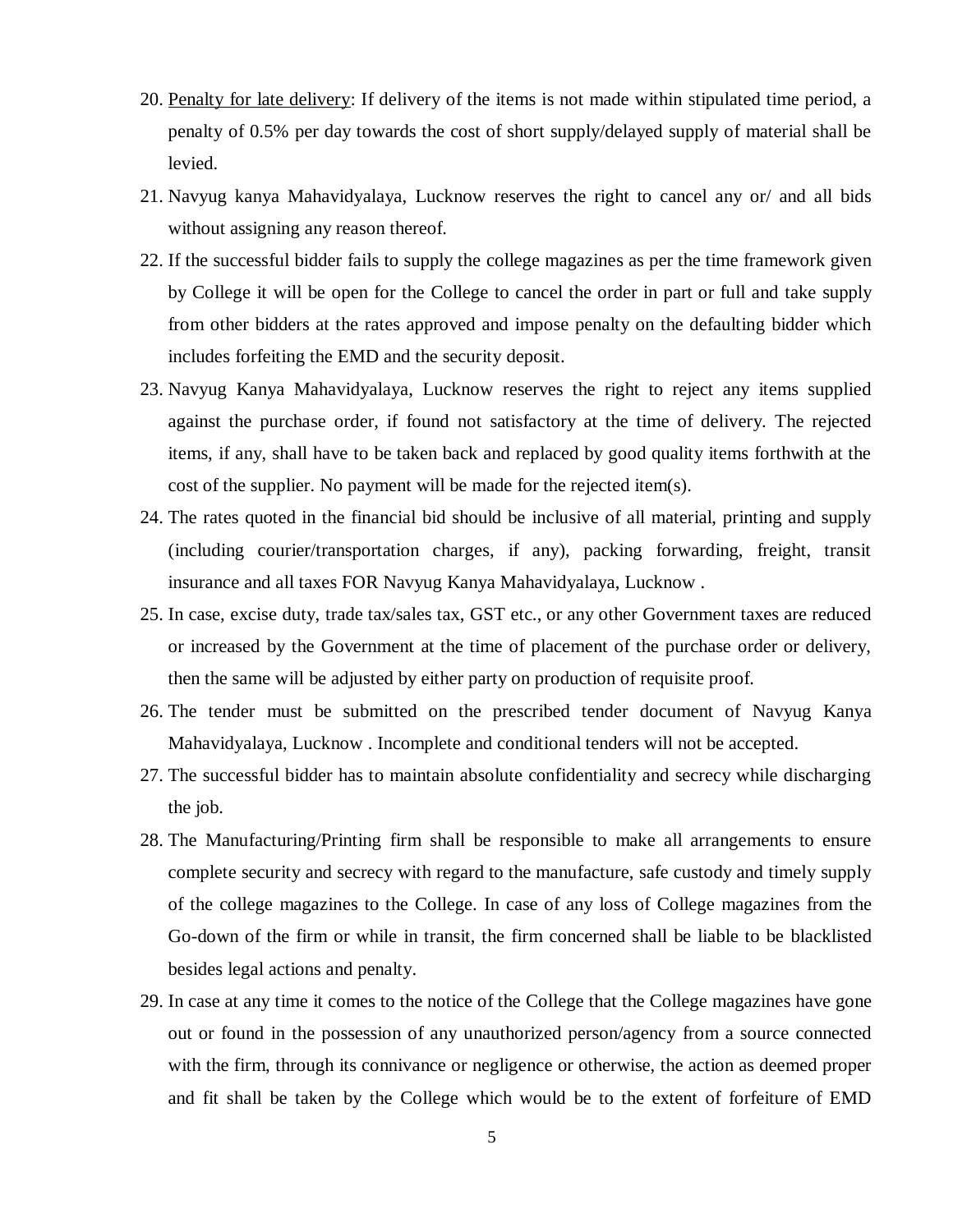20. Penalty for late delivery: If delivery of the items is not made within stipulated time period, a penalty of 0.5% per day towards the cost of short supply/delayed supply of material shall be levied.
21. Navyug kanya Mahavidyalaya, Lucknow reserves the right to cancel any or/ and all bids without assigning any reason thereof.
22. If the successful bidder fails to supply the college magazines as per the time framework given by College it will be open for the College to cancel the order in part or full and take supply from other bidders at the rates approved and impose penalty on the defaulting bidder which includes forfeiting the EMD and the security deposit.
23. Navyug Kanya Mahavidyalaya, Lucknow reserves the right to reject any items supplied against the purchase order, if found not satisfactory at the time of delivery. The rejected items, if any, shall have to be taken back and replaced by good quality items forthwith at the cost of the supplier. No payment will be made for the rejected item(s).
24. The rates quoted in the financial bid should be inclusive of all material, printing and supply (including courier/transportation charges, if any), packing forwarding, freight, transit insurance and all taxes FOR Navyug Kanya Mahavidyalaya, Lucknow .
25. In case, excise duty, trade tax/sales tax, GST etc., or any other Government taxes are reduced or increased by the Government at the time of placement of the purchase order or delivery, then the same will be adjusted by either party on production of requisite proof.
26. The tender must be submitted on the prescribed tender document of Navyug Kanya Mahavidyalaya, Lucknow . Incomplete and conditional tenders will not be accepted.
27. The successful bidder has to maintain absolute confidentiality and secrecy while discharging the job.
28. The Manufacturing/Printing firm shall be responsible to make all arrangements to ensure complete security and secrecy with regard to the manufacture, safe custody and timely supply of the college magazines to the College. In case of any loss of College magazines from the Go-down of the firm or while in transit, the firm concerned shall be liable to be blacklisted besides legal actions and penalty.
29. In case at any time it comes to the notice of the College that the College magazines have gone out or found in the possession of any unauthorized person/agency from a source connected with the firm, through its connivance or negligence or otherwise, the action as deemed proper and fit shall be taken by the College which would be to the extent of forfeiture of EMD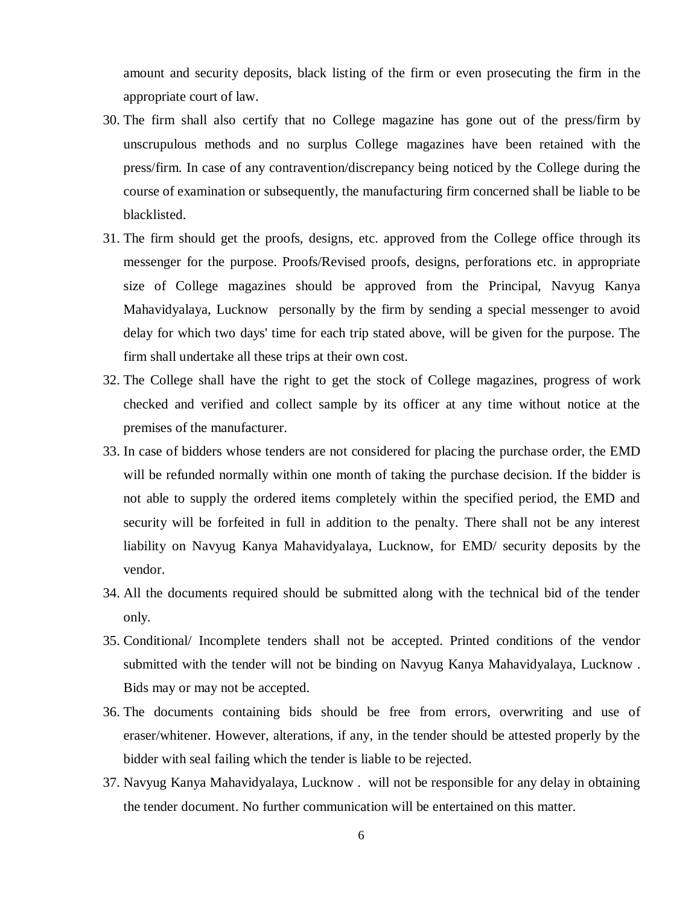amount and security deposits, black listing of the firm or even prosecuting the firm in the appropriate court of law.

30. The firm shall also certify that no College magazine has gone out of the press/firm by unscrupulous methods and no surplus College magazines have been retained with the press/firm. In case of any contravention/discrepancy being noticed by the College during the course of examination or subsequently, the manufacturing firm concerned shall be liable to be blacklisted.
31. The firm should get the proofs, designs, etc. approved from the College office through its messenger for the purpose. Proofs/Revised proofs, designs, perforations etc. in appropriate size of College magazines should be approved from the Principal, Navyug Kanya Mahavidyalaya, Lucknow personally by the firm by sending a special messenger to avoid delay for which two days' time for each trip stated above, will be given for the purpose. The firm shall undertake all these trips at their own cost.
32. The College shall have the right to get the stock of College magazines, progress of work checked and verified and collect sample by its officer at any time without notice at the premises of the manufacturer.
33. In case of bidders whose tenders are not considered for placing the purchase order, the EMD will be refunded normally within one month of taking the purchase decision. If the bidder is not able to supply the ordered items completely within the specified period, the EMD and security will be forfeited in full in addition to the penalty. There shall not be any interest liability on Navyug Kanya Mahavidyalaya, Lucknow, for EMD/ security deposits by the vendor.
34. All the documents required should be submitted along with the technical bid of the tender only.
35. Conditional/ Incomplete tenders shall not be accepted. Printed conditions of the vendor submitted with the tender will not be binding on Navyug Kanya Mahavidyalaya, Lucknow . Bids may or may not be accepted.
36. The documents containing bids should be free from errors, overwriting and use of eraser/whitener. However, alterations, if any, in the tender should be attested properly by the bidder with seal failing which the tender is liable to be rejected.
37. Navyug Kanya Mahavidyalaya, Lucknow . will not be responsible for any delay in obtaining the tender document. No further communication will be entertained on this matter.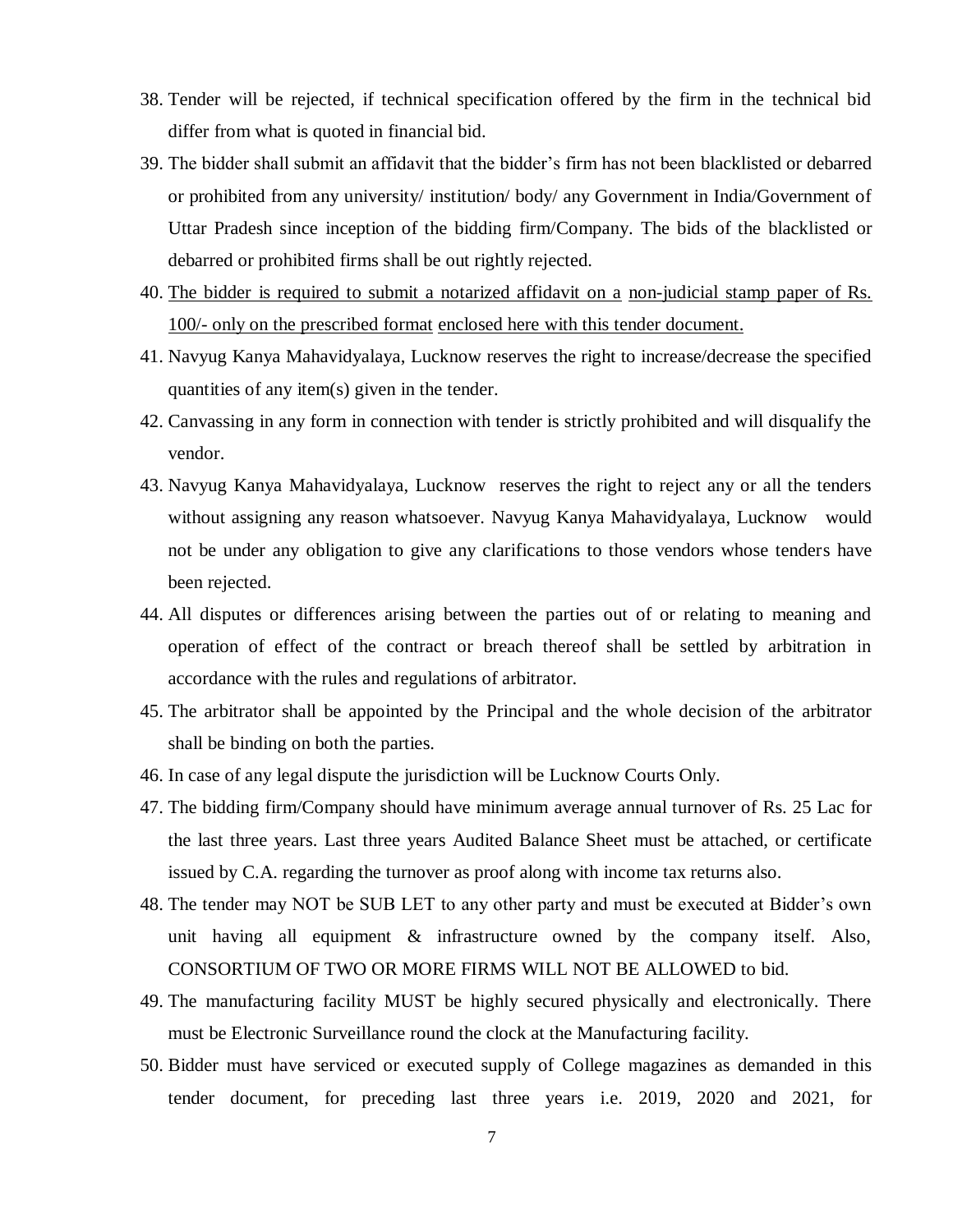38. Tender will be rejected, if technical specification offered by the firm in the technical bid differ from what is quoted in financial bid.
39. The bidder shall submit an affidavit that the bidder's firm has not been blacklisted or debarred or prohibited from any university/ institution/ body/ any Government in India/Government of Uttar Pradesh since inception of the bidding firm/Company. The bids of the blacklisted or debarred or prohibited firms shall be out rightly rejected.
40. The bidder is required to submit a notarized affidavit on a non-judicial stamp paper of Rs. 100/- only on the prescribed format enclosed here with this tender document.
41. Navyug Kanya Mahavidyalaya, Lucknow reserves the right to increase/decrease the specified quantities of any item(s) given in the tender.
42. Canvassing in any form in connection with tender is strictly prohibited and will disqualify the vendor.
43. Navyug Kanya Mahavidyalaya, Lucknow reserves the right to reject any or all the tenders without assigning any reason whatsoever. Navyug Kanya Mahavidyalaya, Lucknow would not be under any obligation to give any clarifications to those vendors whose tenders have been rejected.
44. All disputes or differences arising between the parties out of or relating to meaning and operation of effect of the contract or breach thereof shall be settled by arbitration in accordance with the rules and regulations of arbitrator.
45. The arbitrator shall be appointed by the Principal and the whole decision of the arbitrator shall be binding on both the parties.
46. In case of any legal dispute the jurisdiction will be Lucknow Courts Only.
47. The bidding firm/Company should have minimum average annual turnover of Rs. 25 Lac for the last three years. Last three years Audited Balance Sheet must be attached, or certificate issued by C.A. regarding the turnover as proof along with income tax returns also.
48. The tender may NOT be SUB LET to any other party and must be executed at Bidder's own unit having all equipment & infrastructure owned by the company itself. Also, CONSORTIUM OF TWO OR MORE FIRMS WILL NOT BE ALLOWED to bid.
49. The manufacturing facility MUST be highly secured physically and electronically. There must be Electronic Surveillance round the clock at the Manufacturing facility.
50. Bidder must have serviced or executed supply of College magazines as demanded in this tender document, for preceding last three years i.e. 2019, 2020 and 2021, for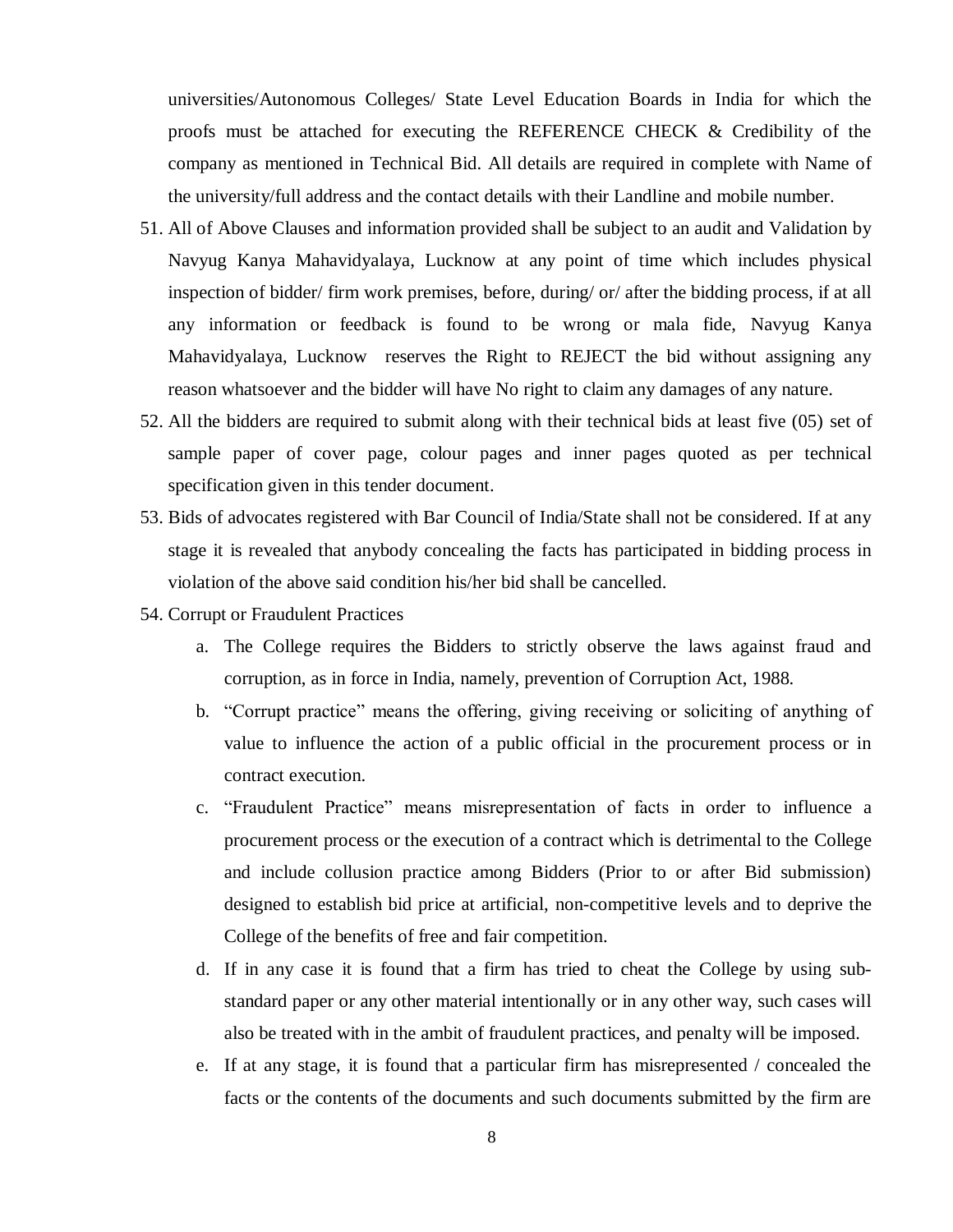universities/Autonomous Colleges/ State Level Education Boards in India for which the proofs must be attached for executing the REFERENCE CHECK & Credibility of the company as mentioned in Technical Bid. All details are required in complete with Name of the university/full address and the contact details with their Landline and mobile number.

51. All of Above Clauses and information provided shall be subject to an audit and Validation by Navyug Kanya Mahavidyalaya, Lucknow at any point of time which includes physical inspection of bidder/ firm work premises, before, during/ or/ after the bidding process, if at all any information or feedback is found to be wrong or mala fide, Navyug Kanya Mahavidyalaya, Lucknow reserves the Right to REJECT the bid without assigning any reason whatsoever and the bidder will have No right to claim any damages of any nature.
52. All the bidders are required to submit along with their technical bids at least five (05) set of sample paper of cover page, colour pages and inner pages quoted as per technical specification given in this tender document.
53. Bids of advocates registered with Bar Council of India/State shall not be considered. If at any stage it is revealed that anybody concealing the facts has participated in bidding process in violation of the above said condition his/her bid shall be cancelled.
54. Corrupt or Fraudulent Practices
    a. The College requires the Bidders to strictly observe the laws against fraud and corruption, as in force in India, namely, prevention of Corruption Act, 1988.
    b. "Corrupt practice" means the offering, giving receiving or soliciting of anything of value to influence the action of a public official in the procurement process or in contract execution.
    c. "Fraudulent Practice" means misrepresentation of facts in order to influence a procurement process or the execution of a contract which is detrimental to the College and include collusion practice among Bidders (Prior to or after Bid submission) designed to establish bid price at artificial, non-competitive levels and to deprive the College of the benefits of free and fair competition.
    d. If in any case it is found that a firm has tried to cheat the College by using sub-standard paper or any other material intentionally or in any other way, such cases will also be treated with in the ambit of fraudulent practices, and penalty will be imposed.
    e. If at any stage, it is found that a particular firm has misrepresented / concealed the facts or the contents of the documents and such documents submitted by the firm are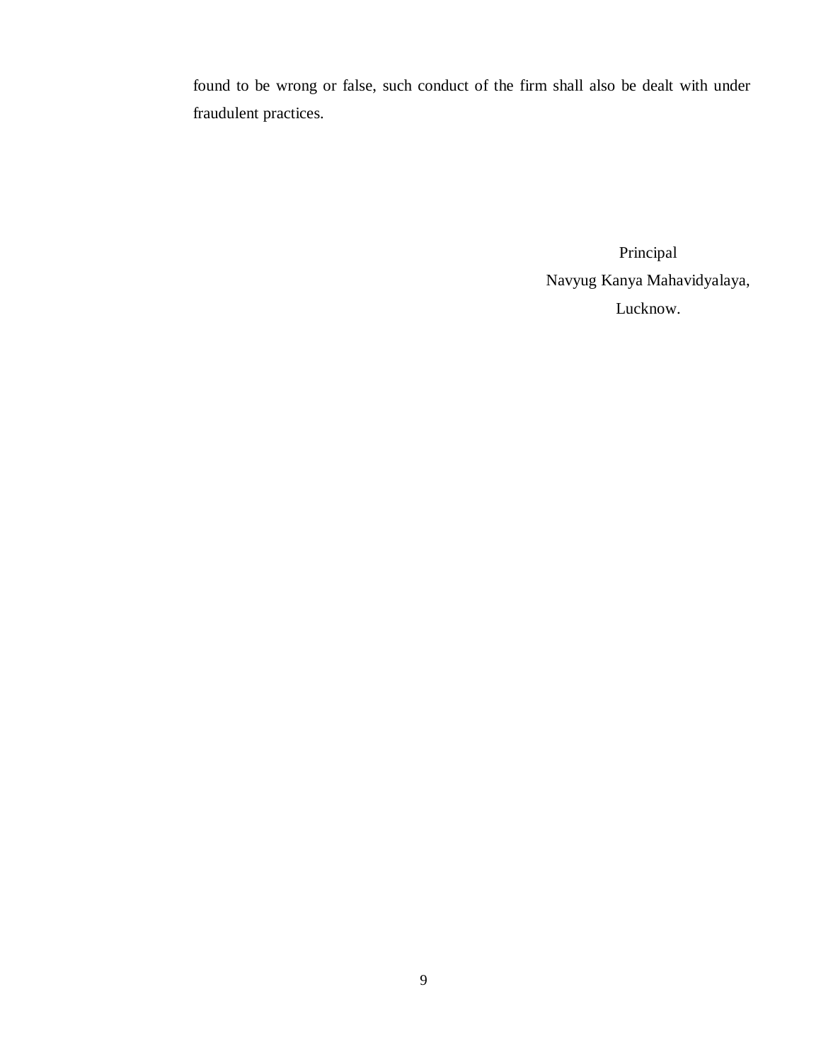found to be wrong or false, such conduct of the firm shall also be dealt with under fraudulent practices.

Principal
Navyug Kanya Mahavidyalaya,
Lucknow.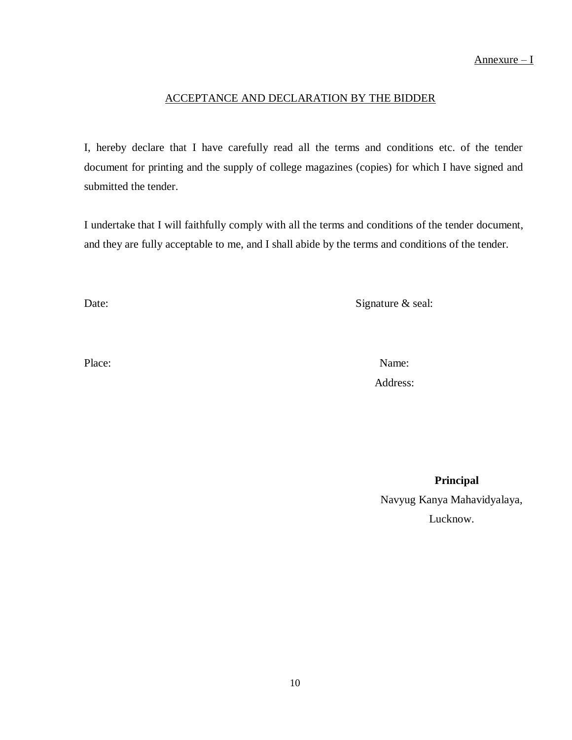Annexure – I

## ACCEPTANCE AND DECLARATION BY THE BIDDER

I, hereby declare that I have carefully read all the terms and conditions etc. of the tender document for printing and the supply of college magazines (copies) for which I have signed and submitted the tender.

I undertake that I will faithfully comply with all the terms and conditions of the tender document, and they are fully acceptable to me, and I shall abide by the terms and conditions of the tender.

Date: Signature & seal:

Place: Name:

Address:

**Principal**

Navyug Kanya Mahavidyalaya,

Lucknow.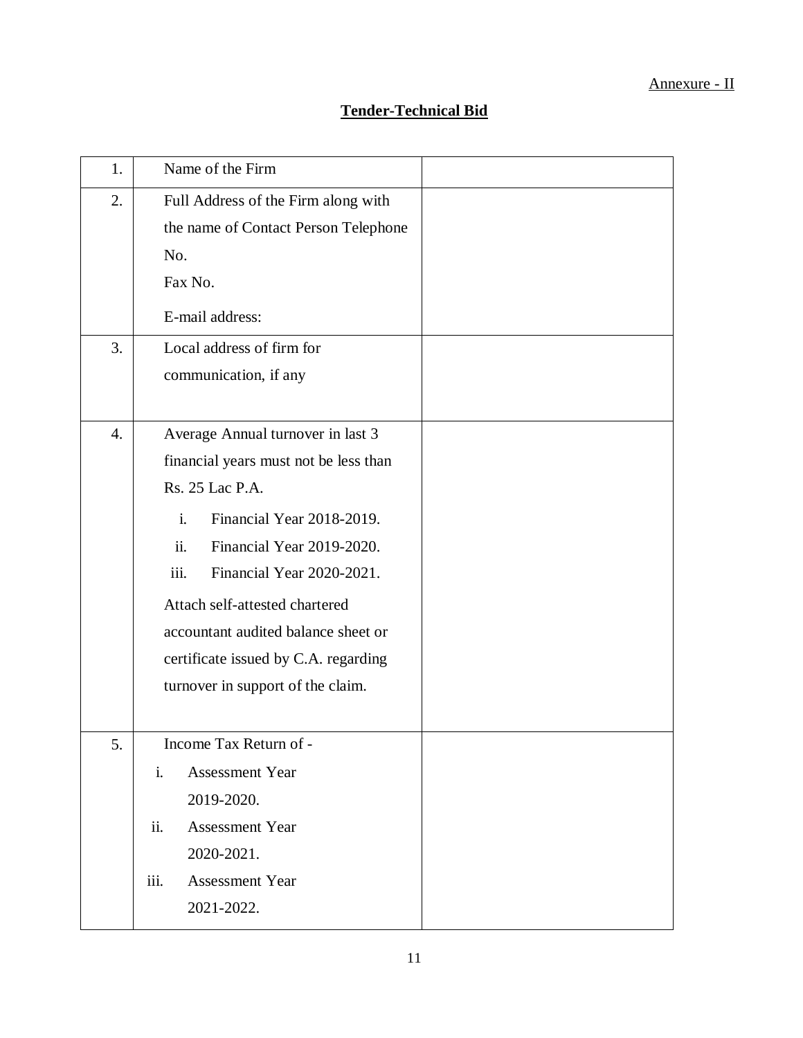Annexure - II

## Tender-Technical Bid

| | | |
|---|---|---|
| 1. | Name of the Firm | |
| 2. | Full Address of the Firm along with the name of Contact Person Telephone No.<br>Fax No.<br>E-mail address: | |
| 3. | Local address of firm for communication, if any | |
| 4. | Average Annual turnover in last 3 financial years must not be less than Rs. 25 Lac P.A.<br>i. Financial Year 2018-2019.<br>ii. Financial Year 2019-2020.<br>iii. Financial Year 2020-2021.<br>Attach self-attested chartered accountant audited balance sheet or certificate issued by C.A. regarding turnover in support of the claim. | |
| 5. | Income Tax Return of -<br>i. Assessment Year 2019-2020.<br>ii. Assessment Year 2020-2021.<br>iii. Assessment Year 2021-2022. | |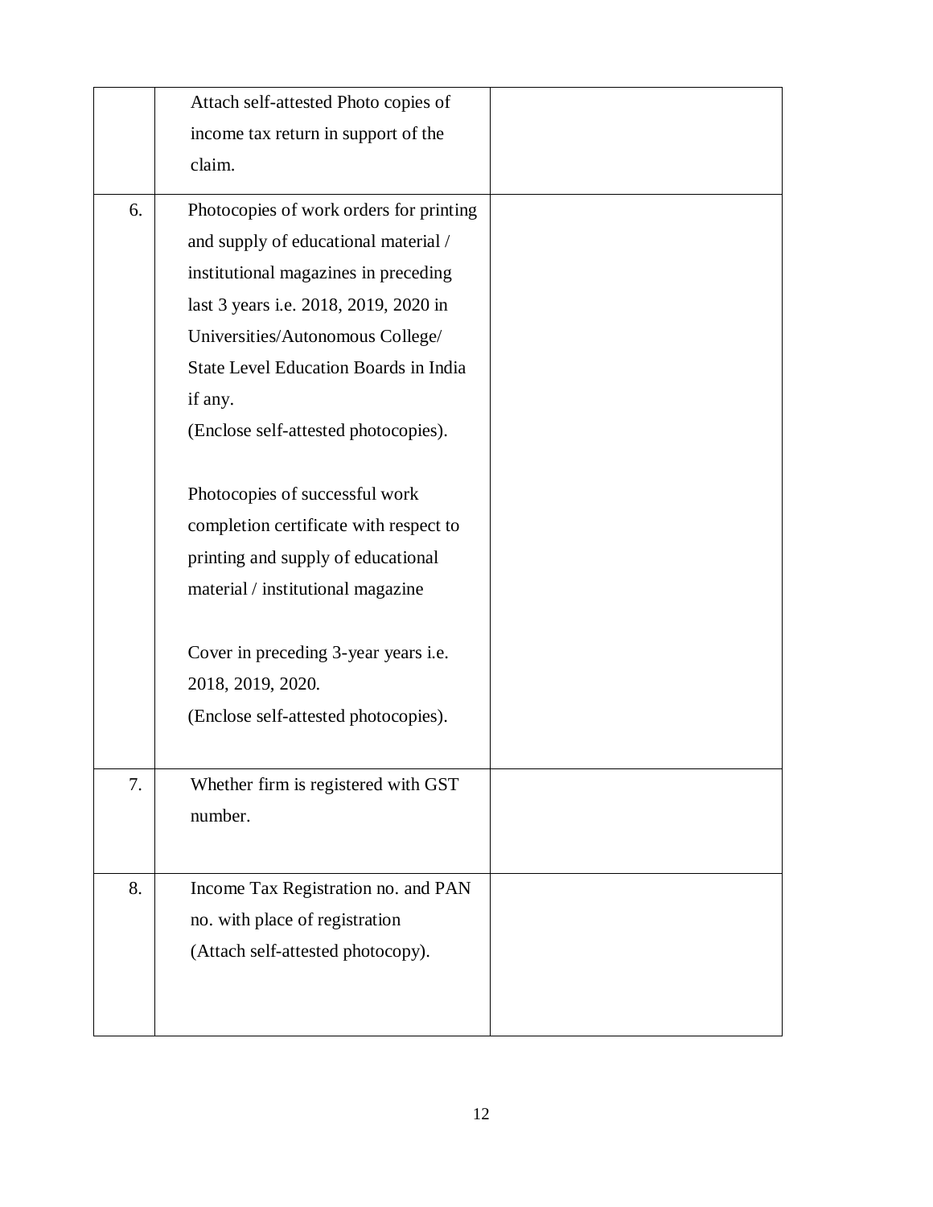| | | |
|---|---|---|
| | Attach self-attested Photo copies of income tax return in support of the claim. | |
| 6. | Photocopies of work orders for printing and supply of educational material / institutional magazines in preceding last 3 years i.e. 2018, 2019, 2020 in Universities/Autonomous College/ State Level Education Boards in India if any.<br>(Enclose self-attested photocopies).<br><br>Photocopies of successful work completion certificate with respect to printing and supply of educational material / institutional magazine<br><br>Cover in preceding 3-year years i.e. 2018, 2019, 2020.<br>(Enclose self-attested photocopies). | |
| 7. | Whether firm is registered with GST number. | |
| 8. | Income Tax Registration no. and PAN no. with place of registration<br>(Attach self-attested photocopy). | |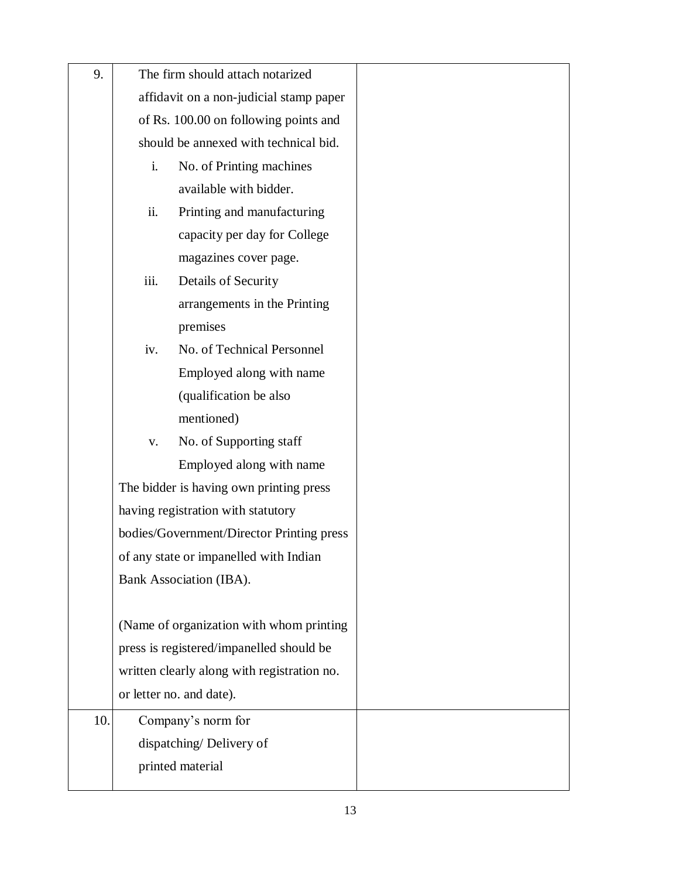| | | |
|---|---|---|
| 9. | The firm should attach notarized affidavit on a non-judicial stamp paper of Rs. 100.00 on following points and should be annexed with technical bid.<br>i. No. of Printing machines available with bidder.<br>ii. Printing and manufacturing capacity per day for College magazines cover page.<br>iii. Details of Security arrangements in the Printing premises<br>iv. No. of Technical Personnel Employed along with name (qualification be also mentioned)<br>v. No. of Supporting staff Employed along with name<br>The bidder is having own printing press having registration with statutory bodies/Government/Director Printing press of any state or impanelled with Indian Bank Association (IBA).<br><br>(Name of organization with whom printing press is registered/impanelled should be written clearly along with registration no. or letter no. and date). | |
| 10. | Company's norm for dispatching/ Delivery of printed material | |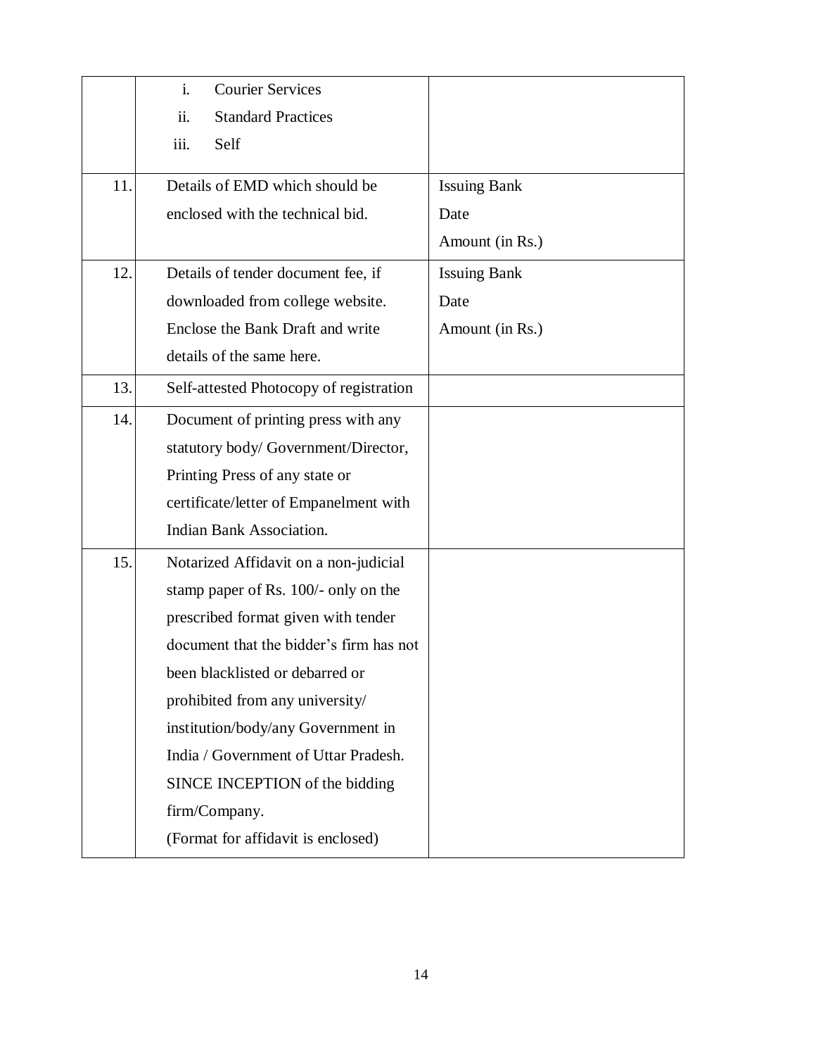|  |  |  |
|---|---|---|
|  | i. Courier Services<br>ii. Standard Practices<br>iii. Self |  |
| 11. | Details of EMD which should be enclosed with the technical bid. | Issuing Bank<br>Date<br>Amount (in Rs.) |
| 12. | Details of tender document fee, if downloaded from college website. Enclose the Bank Draft and write details of the same here. | Issuing Bank<br>Date<br>Amount (in Rs.) |
| 13. | Self-attested Photocopy of registration |  |
| 14. | Document of printing press with any statutory body/ Government/Director, Printing Press of any state or certificate/letter of Empanelment with Indian Bank Association. |  |
| 15. | Notarized Affidavit on a non-judicial stamp paper of Rs. 100/- only on the prescribed format given with tender document that the bidder's firm has not been blacklisted or debarred or prohibited from any university/ institution/body/any Government in India / Government of Uttar Pradesh. SINCE INCEPTION of the bidding firm/Company.<br>(Format for affidavit is enclosed) |  |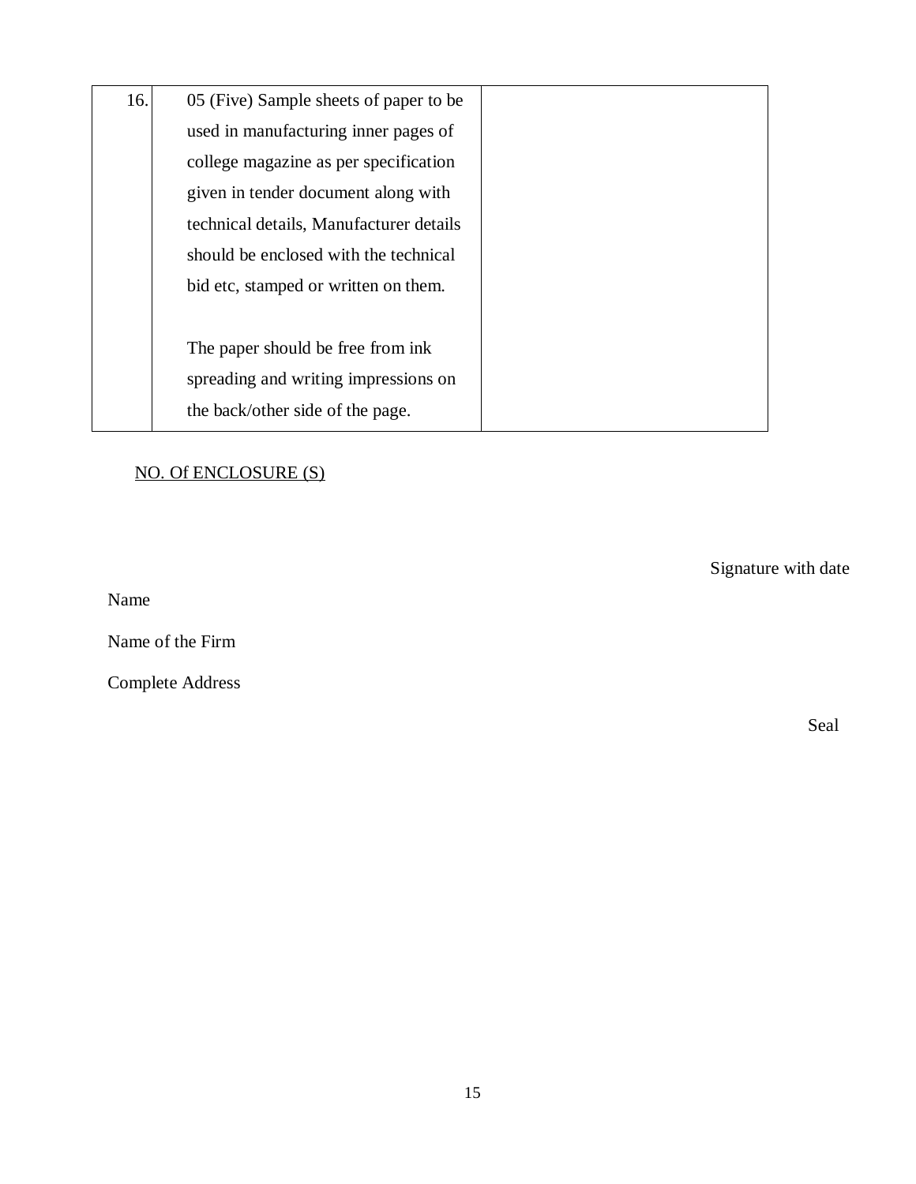| 16. | 05 (Five) Sample sheets of paper to be used in manufacturing inner pages of college magazine as per specification given in tender document along with technical details, Manufacturer details should be enclosed with the technical bid etc, stamped or written on them.<br><br>The paper should be free from ink spreading and writing impressions on the back/other side of the page. | |
|---|---|---|

<u>NO. Of ENCLOSURE (S)</u>

Signature with date

Name

Name of the Firm

Complete Address

Seal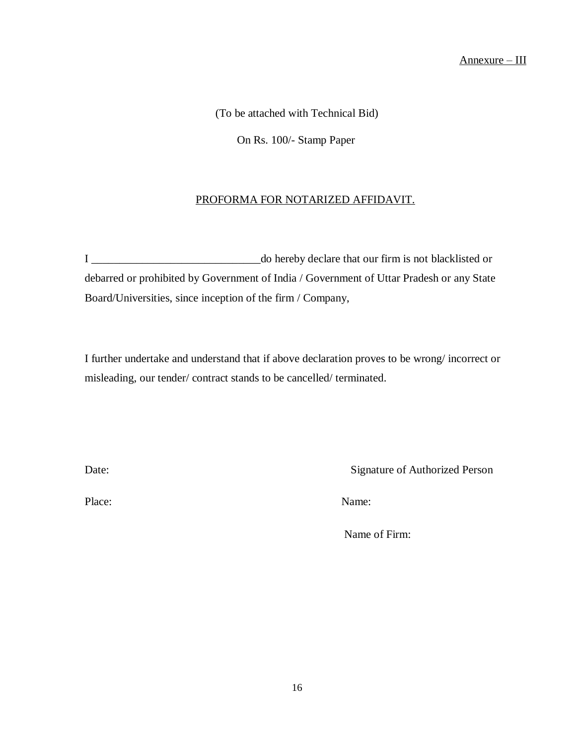Annexure – III

(To be attached with Technical Bid)

On Rs. 100/- Stamp Paper

## PROFORMA FOR NOTARIZED AFFIDAVIT.

I ______________________________do hereby declare that our firm is not blacklisted or debarred or prohibited by Government of India / Government of Uttar Pradesh or any State Board/Universities, since inception of the firm / Company,

I further undertake and understand that if above declaration proves to be wrong/ incorrect or misleading, our tender/ contract stands to be cancelled/ terminated.

Date: Signature of Authorized Person

Place: Name:

Name of Firm: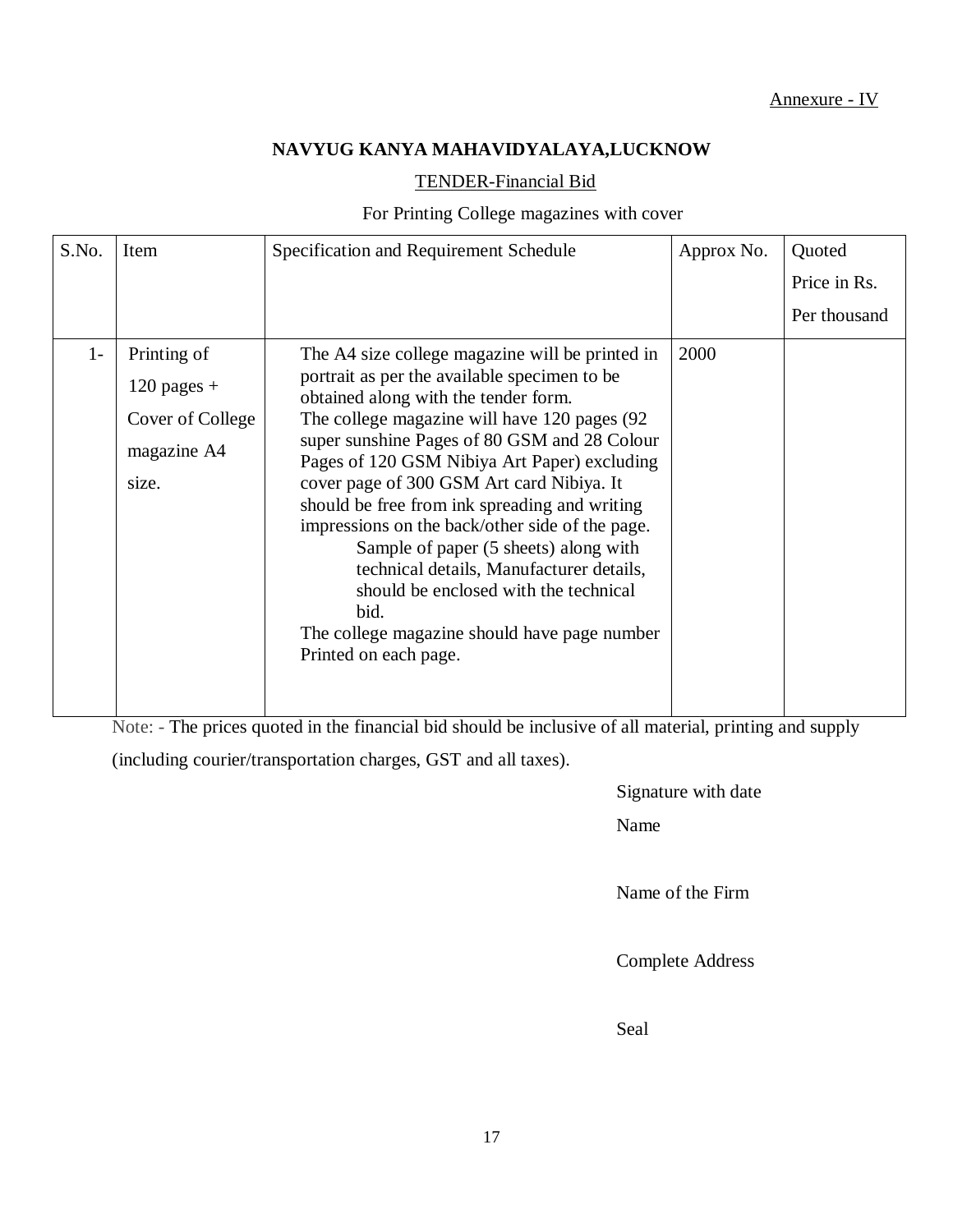Annexure - IV

## NAVYUG KANYA MAHAVIDYALAYA,LUCKNOW

TENDER-Financial Bid

For Printing College magazines with cover

| S.No. | Item | Specification and Requirement Schedule | Approx No. | Quoted Price in Rs. Per thousand |
|---|---|---|---|---|
| 1- | Printing of 120 pages + Cover of College magazine A4 size. | The A4 size college magazine will be printed in portrait as per the available specimen to be obtained along with the tender form. The college magazine will have 120 pages (92 super sunshine Pages of 80 GSM and 28 Colour Pages of 120 GSM Nibiya Art Paper) excluding cover page of 300 GSM Art card Nibiya. It should be free from ink spreading and writing impressions on the back/other side of the page. Sample of paper (5 sheets) along with technical details, Manufacturer details, should be enclosed with the technical bid. The college magazine should have page number Printed on each page. | 2000 | |

Note: - The prices quoted in the financial bid should be inclusive of all material, printing and supply (including courier/transportation charges, GST and all taxes).

Signature with date

Name

Name of the Firm

Complete Address

Seal